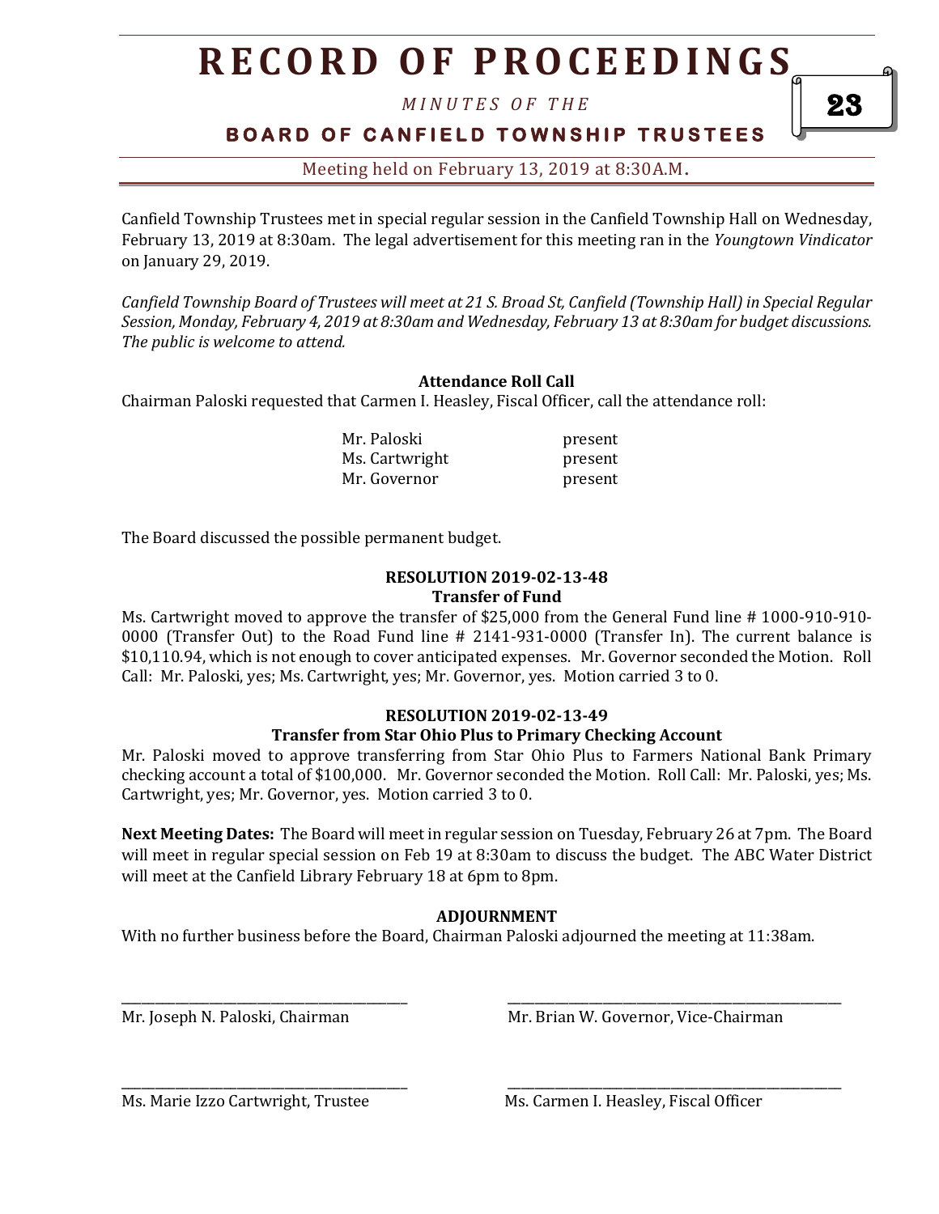# RECORD OF PROCEEDINGS

*MINUTES OF THE*

**BOARD OF CANFIELD TOWNSHIP TRUSTEES**

Meeting held on February 13, 2019 at 8:30A.M.

Canfield Township Trustees met in special regular session in the Canfield Township Hall on Wednesday, February 13, 2019 at 8:30am. The legal advertisement for this meeting ran in the *Youngtown Vindicator* on January 29, 2019.

*Canfield Township Board of Trustees will meet at 21 S. Broad St, Canfield (Township Hall) in Special Regular Session, Monday, February 4, 2019 at 8:30am and Wednesday, February 13 at 8:30am for budget discussions. The public is welcome to attend.*

**Attendance Roll Call**

Chairman Paloski requested that Carmen I. Heasley, Fiscal Officer, call the attendance roll:

| | |
|---|---|
| Mr. Paloski | present |
| Ms. Cartwright | present |
| Mr. Governor | present |

The Board discussed the possible permanent budget.

**RESOLUTION 2019-02-13-48**
**Transfer of Fund**

Ms. Cartwright moved to approve the transfer of $25,000 from the General Fund line # 1000-910-910-0000 (Transfer Out) to the Road Fund line # 2141-931-0000 (Transfer In). The current balance is $10,110.94, which is not enough to cover anticipated expenses. Mr. Governor seconded the Motion. Roll Call: Mr. Paloski, yes; Ms. Cartwright, yes; Mr. Governor, yes. Motion carried 3 to 0.

**RESOLUTION 2019-02-13-49**
**Transfer from Star Ohio Plus to Primary Checking Account**

Mr. Paloski moved to approve transferring from Star Ohio Plus to Farmers National Bank Primary checking account a total of $100,000. Mr. Governor seconded the Motion. Roll Call: Mr. Paloski, yes; Ms. Cartwright, yes; Mr. Governor, yes. Motion carried 3 to 0.

**Next Meeting Dates:** The Board will meet in regular session on Tuesday, February 26 at 7pm. The Board will meet in regular special session on Feb 19 at 8:30am to discuss the budget. The ABC Water District will meet at the Canfield Library February 18 at 6pm to 8pm.

**ADJOURNMENT**

With no further business before the Board, Chairman Paloski adjourned the meeting at 11:38am.

\_\_\_\_\_\_\_\_\_\_\_\_\_\_\_\_\_\_\_\_\_\_\_\_\_\_\_\_\_\_\_\_\_\_\_\_\_\_\_\_
Mr. Joseph N. Paloski, Chairman

\_\_\_\_\_\_\_\_\_\_\_\_\_\_\_\_\_\_\_\_\_\_\_\_\_\_\_\_\_\_\_\_\_\_\_\_\_\_\_\_
Mr. Brian W. Governor, Vice-Chairman

\_\_\_\_\_\_\_\_\_\_\_\_\_\_\_\_\_\_\_\_\_\_\_\_\_\_\_\_\_\_\_\_\_\_\_\_\_\_\_\_
Ms. Marie Izzo Cartwright, Trustee

\_\_\_\_\_\_\_\_\_\_\_\_\_\_\_\_\_\_\_\_\_\_\_\_\_\_\_\_\_\_\_\_\_\_\_\_\_\_\_\_
Ms. Carmen I. Heasley, Fiscal Officer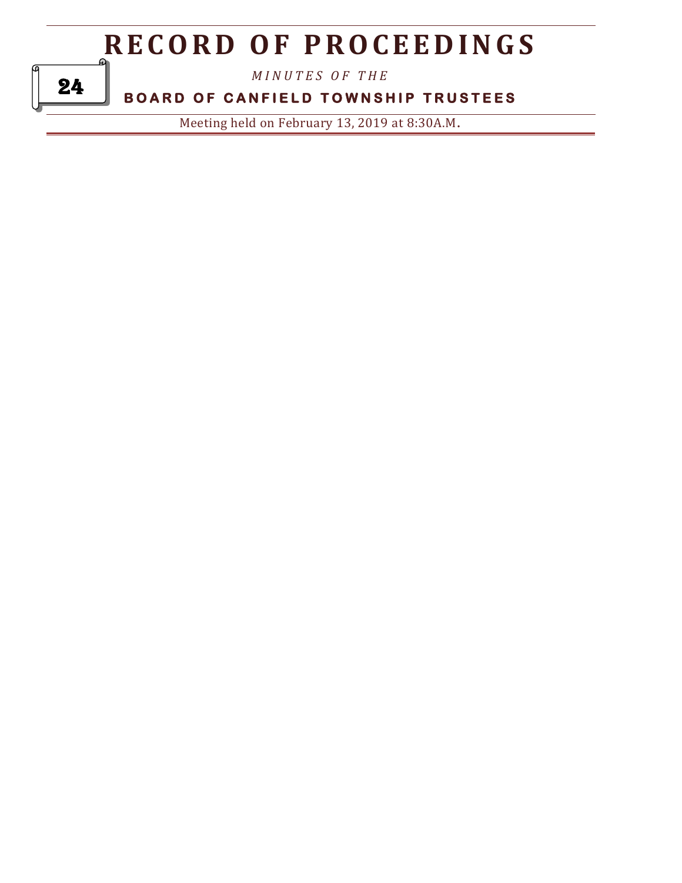# RECORD OF PROCEEDINGS

*MINUTES OF THE*

**BOARD OF CANFIELD TOWNSHIP TRUSTEES**

Meeting held on February 13, 2019 at 8:30A.M.